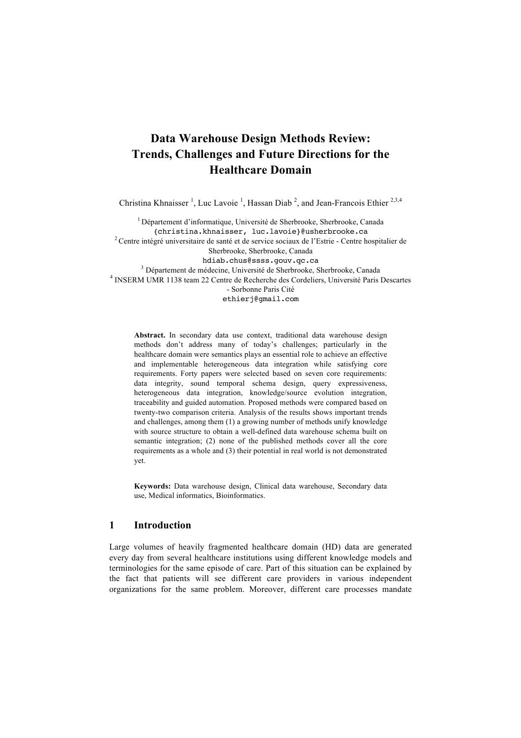# Data Warehouse Design Methods Review: Trends, Challenges and Future Directions for the Healthcare Domain

Christina Khnaisser [1], Luc Lavoie [1], Hassan Diab [2], and Jean-Francois Ethier [2,3,4]

[1] Département d'informatique, Université de Sherbrooke, Sherbrooke, Canada
{christina.khnaisser, luc.lavoie}@usherbrooke.ca

[2] Centre intégré universitaire de santé et de service sociaux de l'Estrie - Centre hospitalier de Sherbrooke, Sherbrooke, Canada
hdiab.chus@ssss.gouv.qc.ca

[3] Département de médecine, Université de Sherbrooke, Sherbrooke, Canada

[4] INSERM UMR 1138 team 22 Centre de Recherche des Cordeliers, Université Paris Descartes - Sorbonne Paris Cité
ethierj@gmail.com

**Abstract.** In secondary data use context, traditional data warehouse design methods don't address many of today's challenges; particularly in the healthcare domain were semantics plays an essential role to achieve an effective and implementable heterogeneous data integration while satisfying core requirements. Forty papers were selected based on seven core requirements: data integrity, sound temporal schema design, query expressiveness, heterogeneous data integration, knowledge/source evolution integration, traceability and guided automation. Proposed methods were compared based on twenty-two comparison criteria. Analysis of the results shows important trends and challenges, among them (1) a growing number of methods unify knowledge with source structure to obtain a well-defined data warehouse schema built on semantic integration; (2) none of the published methods cover all the core requirements as a whole and (3) their potential in real world is not demonstrated yet.

**Keywords:** Data warehouse design, Clinical data warehouse, Secondary data use, Medical informatics, Bioinformatics.

## 1 Introduction

Large volumes of heavily fragmented healthcare domain (HD) data are generated every day from several healthcare institutions using different knowledge models and terminologies for the same episode of care. Part of this situation can be explained by the fact that patients will see different care providers in various independent organizations for the same problem. Moreover, different care processes mandate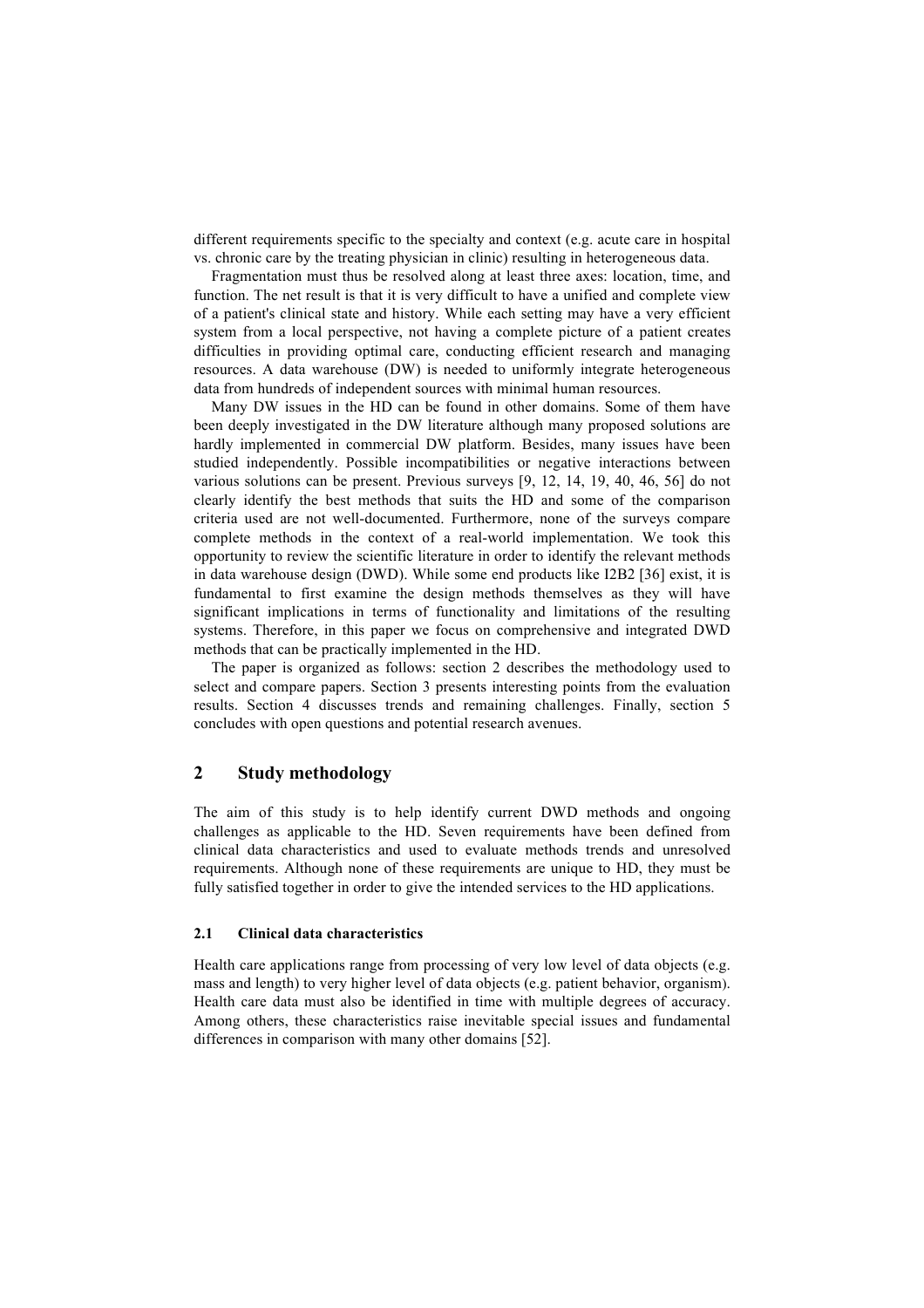different requirements specific to the specialty and context (e.g. acute care in hospital vs. chronic care by the treating physician in clinic) resulting in heterogeneous data.

Fragmentation must thus be resolved along at least three axes: location, time, and function. The net result is that it is very difficult to have a unified and complete view of a patient's clinical state and history. While each setting may have a very efficient system from a local perspective, not having a complete picture of a patient creates difficulties in providing optimal care, conducting efficient research and managing resources. A data warehouse (DW) is needed to uniformly integrate heterogeneous data from hundreds of independent sources with minimal human resources.

Many DW issues in the HD can be found in other domains. Some of them have been deeply investigated in the DW literature although many proposed solutions are hardly implemented in commercial DW platform. Besides, many issues have been studied independently. Possible incompatibilities or negative interactions between various solutions can be present. Previous surveys [9, 12, 14, 19, 40, 46, 56] do not clearly identify the best methods that suits the HD and some of the comparison criteria used are not well-documented. Furthermore, none of the surveys compare complete methods in the context of a real-world implementation. We took this opportunity to review the scientific literature in order to identify the relevant methods in data warehouse design (DWD). While some end products like I2B2 [36] exist, it is fundamental to first examine the design methods themselves as they will have significant implications in terms of functionality and limitations of the resulting systems. Therefore, in this paper we focus on comprehensive and integrated DWD methods that can be practically implemented in the HD.

The paper is organized as follows: section 2 describes the methodology used to select and compare papers. Section 3 presents interesting points from the evaluation results. Section 4 discusses trends and remaining challenges. Finally, section 5 concludes with open questions and potential research avenues.

## 2 Study methodology

The aim of this study is to help identify current DWD methods and ongoing challenges as applicable to the HD. Seven requirements have been defined from clinical data characteristics and used to evaluate methods trends and unresolved requirements. Although none of these requirements are unique to HD, they must be fully satisfied together in order to give the intended services to the HD applications.

### 2.1 Clinical data characteristics

Health care applications range from processing of very low level of data objects (e.g. mass and length) to very higher level of data objects (e.g. patient behavior, organism). Health care data must also be identified in time with multiple degrees of accuracy. Among others, these characteristics raise inevitable special issues and fundamental differences in comparison with many other domains [52].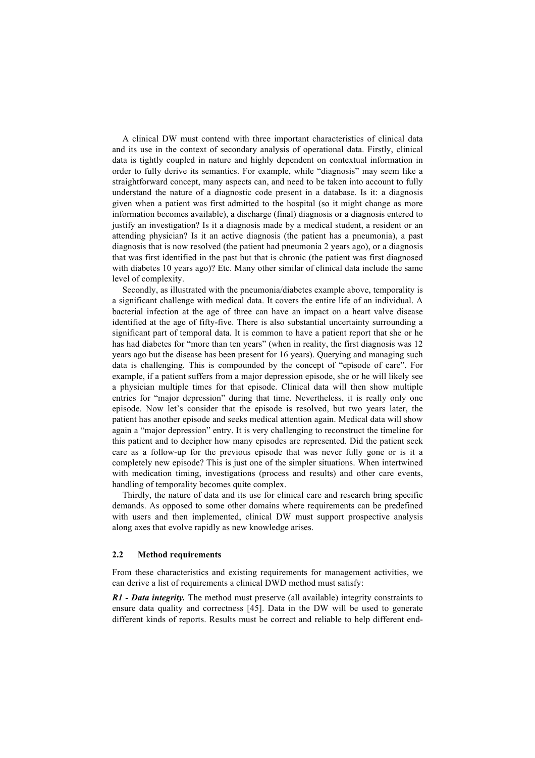A clinical DW must contend with three important characteristics of clinical data and its use in the context of secondary analysis of operational data. Firstly, clinical data is tightly coupled in nature and highly dependent on contextual information in order to fully derive its semantics. For example, while "diagnosis" may seem like a straightforward concept, many aspects can, and need to be taken into account to fully understand the nature of a diagnostic code present in a database. Is it: a diagnosis given when a patient was first admitted to the hospital (so it might change as more information becomes available), a discharge (final) diagnosis or a diagnosis entered to justify an investigation? Is it a diagnosis made by a medical student, a resident or an attending physician? Is it an active diagnosis (the patient has a pneumonia), a past diagnosis that is now resolved (the patient had pneumonia 2 years ago), or a diagnosis that was first identified in the past but that is chronic (the patient was first diagnosed with diabetes 10 years ago)? Etc. Many other similar of clinical data include the same level of complexity.

Secondly, as illustrated with the pneumonia/diabetes example above, temporality is a significant challenge with medical data. It covers the entire life of an individual. A bacterial infection at the age of three can have an impact on a heart valve disease identified at the age of fifty-five. There is also substantial uncertainty surrounding a significant part of temporal data. It is common to have a patient report that she or he has had diabetes for "more than ten years" (when in reality, the first diagnosis was 12 years ago but the disease has been present for 16 years). Querying and managing such data is challenging. This is compounded by the concept of "episode of care". For example, if a patient suffers from a major depression episode, she or he will likely see a physician multiple times for that episode. Clinical data will then show multiple entries for "major depression" during that time. Nevertheless, it is really only one episode. Now let's consider that the episode is resolved, but two years later, the patient has another episode and seeks medical attention again. Medical data will show again a "major depression" entry. It is very challenging to reconstruct the timeline for this patient and to decipher how many episodes are represented. Did the patient seek care as a follow-up for the previous episode that was never fully gone or is it a completely new episode? This is just one of the simpler situations. When intertwined with medication timing, investigations (process and results) and other care events, handling of temporality becomes quite complex.

Thirdly, the nature of data and its use for clinical care and research bring specific demands. As opposed to some other domains where requirements can be predefined with users and then implemented, clinical DW must support prospective analysis along axes that evolve rapidly as new knowledge arises.

### 2.2 Method requirements

From these characteristics and existing requirements for management activities, we can derive a list of requirements a clinical DWD method must satisfy:

***R1 - Data integrity.*** The method must preserve (all available) integrity constraints to ensure data quality and correctness [45]. Data in the DW will be used to generate different kinds of reports. Results must be correct and reliable to help different end-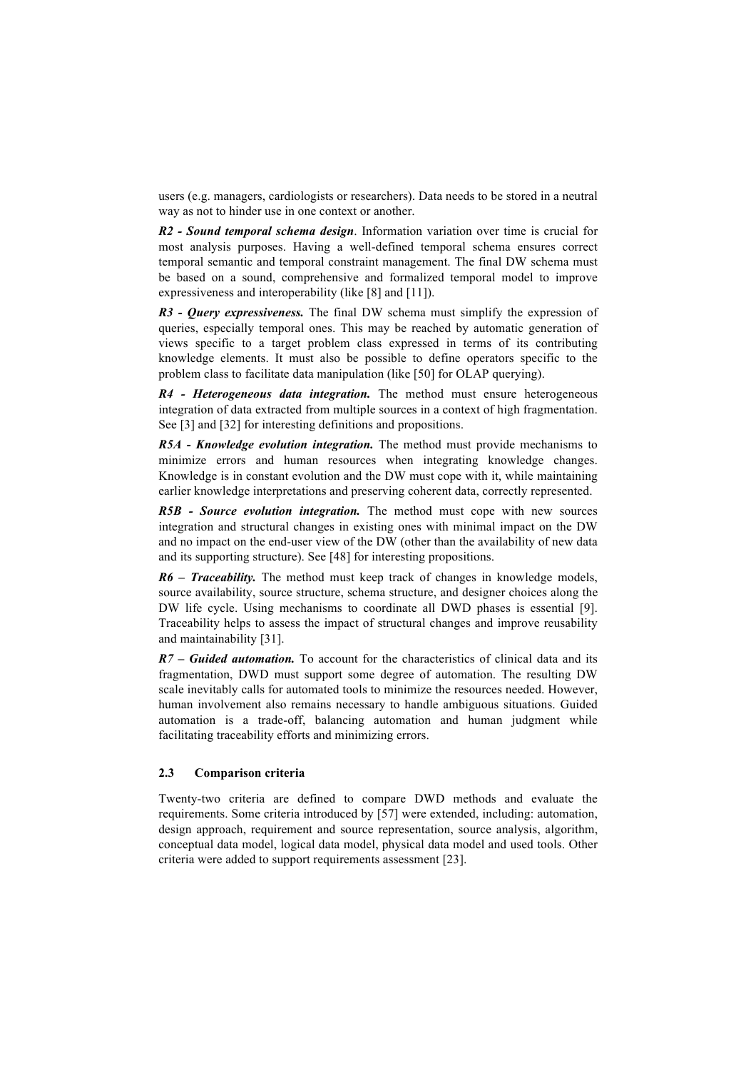users (e.g. managers, cardiologists or researchers). Data needs to be stored in a neutral way as not to hinder use in one context or another.

***R2 - Sound temporal schema design***. Information variation over time is crucial for most analysis purposes. Having a well-defined temporal schema ensures correct temporal semantic and temporal constraint management. The final DW schema must be based on a sound, comprehensive and formalized temporal model to improve expressiveness and interoperability (like [8] and [11]).

***R3 - Query expressiveness.*** The final DW schema must simplify the expression of queries, especially temporal ones. This may be reached by automatic generation of views specific to a target problem class expressed in terms of its contributing knowledge elements. It must also be possible to define operators specific to the problem class to facilitate data manipulation (like [50] for OLAP querying).

***R4 - Heterogeneous data integration.*** The method must ensure heterogeneous integration of data extracted from multiple sources in a context of high fragmentation. See [3] and [32] for interesting definitions and propositions.

***R5A - Knowledge evolution integration.*** The method must provide mechanisms to minimize errors and human resources when integrating knowledge changes. Knowledge is in constant evolution and the DW must cope with it, while maintaining earlier knowledge interpretations and preserving coherent data, correctly represented.

***R5B - Source evolution integration.*** The method must cope with new sources integration and structural changes in existing ones with minimal impact on the DW and no impact on the end-user view of the DW (other than the availability of new data and its supporting structure). See [48] for interesting propositions.

***R6 – Traceability.*** The method must keep track of changes in knowledge models, source availability, source structure, schema structure, and designer choices along the DW life cycle. Using mechanisms to coordinate all DWD phases is essential [9]. Traceability helps to assess the impact of structural changes and improve reusability and maintainability [31].

***R7 – Guided automation.*** To account for the characteristics of clinical data and its fragmentation, DWD must support some degree of automation. The resulting DW scale inevitably calls for automated tools to minimize the resources needed. However, human involvement also remains necessary to handle ambiguous situations. Guided automation is a trade-off, balancing automation and human judgment while facilitating traceability efforts and minimizing errors.

### 2.3 Comparison criteria

Twenty-two criteria are defined to compare DWD methods and evaluate the requirements. Some criteria introduced by [57] were extended, including: automation, design approach, requirement and source representation, source analysis, algorithm, conceptual data model, logical data model, physical data model and used tools. Other criteria were added to support requirements assessment [23].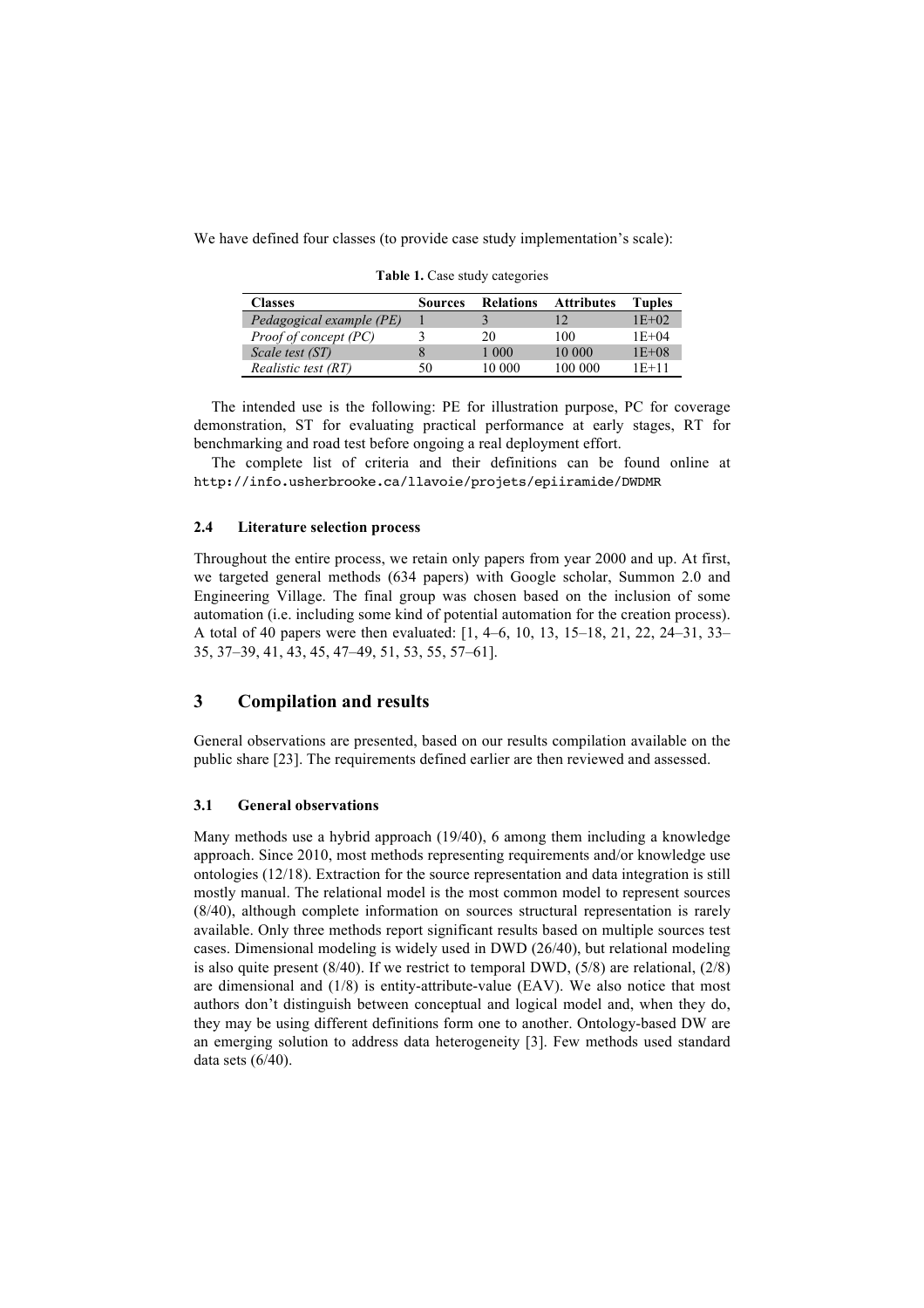We have defined four classes (to provide case study implementation's scale):

**Table 1.** Case study categories

| Classes | Sources | Relations | Attributes | Tuples |
|---|---|---|---|---|
| *Pedagogical example (PE)* | 1 | 3 | 12 | 1E+02 |
| *Proof of concept (PC)* | 3 | 20 | 100 | 1E+04 |
| *Scale test (ST)* | 8 | 1 000 | 10 000 | 1E+08 |
| *Realistic test (RT)* | 50 | 10 000 | 100 000 | 1E+11 |

The intended use is the following: PE for illustration purpose, PC for coverage demonstration, ST for evaluating practical performance at early stages, RT for benchmarking and road test before ongoing a real deployment effort.

The complete list of criteria and their definitions can be found online at `http://info.usherbrooke.ca/llavoie/projets/epiiramide/DWDMR`

### 2.4 Literature selection process

Throughout the entire process, we retain only papers from year 2000 and up. At first, we targeted general methods (634 papers) with Google scholar, Summon 2.0 and Engineering Village. The final group was chosen based on the inclusion of some automation (i.e. including some kind of potential automation for the creation process). A total of 40 papers were then evaluated: [1, 4–6, 10, 13, 15–18, 21, 22, 24–31, 33–35, 37–39, 41, 43, 45, 47–49, 51, 53, 55, 57–61].

## 3 Compilation and results

General observations are presented, based on our results compilation available on the public share [23]. The requirements defined earlier are then reviewed and assessed.

### 3.1 General observations

Many methods use a hybrid approach (19/40), 6 among them including a knowledge approach. Since 2010, most methods representing requirements and/or knowledge use ontologies (12/18). Extraction for the source representation and data integration is still mostly manual. The relational model is the most common model to represent sources (8/40), although complete information on sources structural representation is rarely available. Only three methods report significant results based on multiple sources test cases. Dimensional modeling is widely used in DWD (26/40), but relational modeling is also quite present (8/40). If we restrict to temporal DWD, (5/8) are relational, (2/8) are dimensional and (1/8) is entity-attribute-value (EAV). We also notice that most authors don't distinguish between conceptual and logical model and, when they do, they may be using different definitions form one to another. Ontology-based DW are an emerging solution to address data heterogeneity [3]. Few methods used standard data sets (6/40).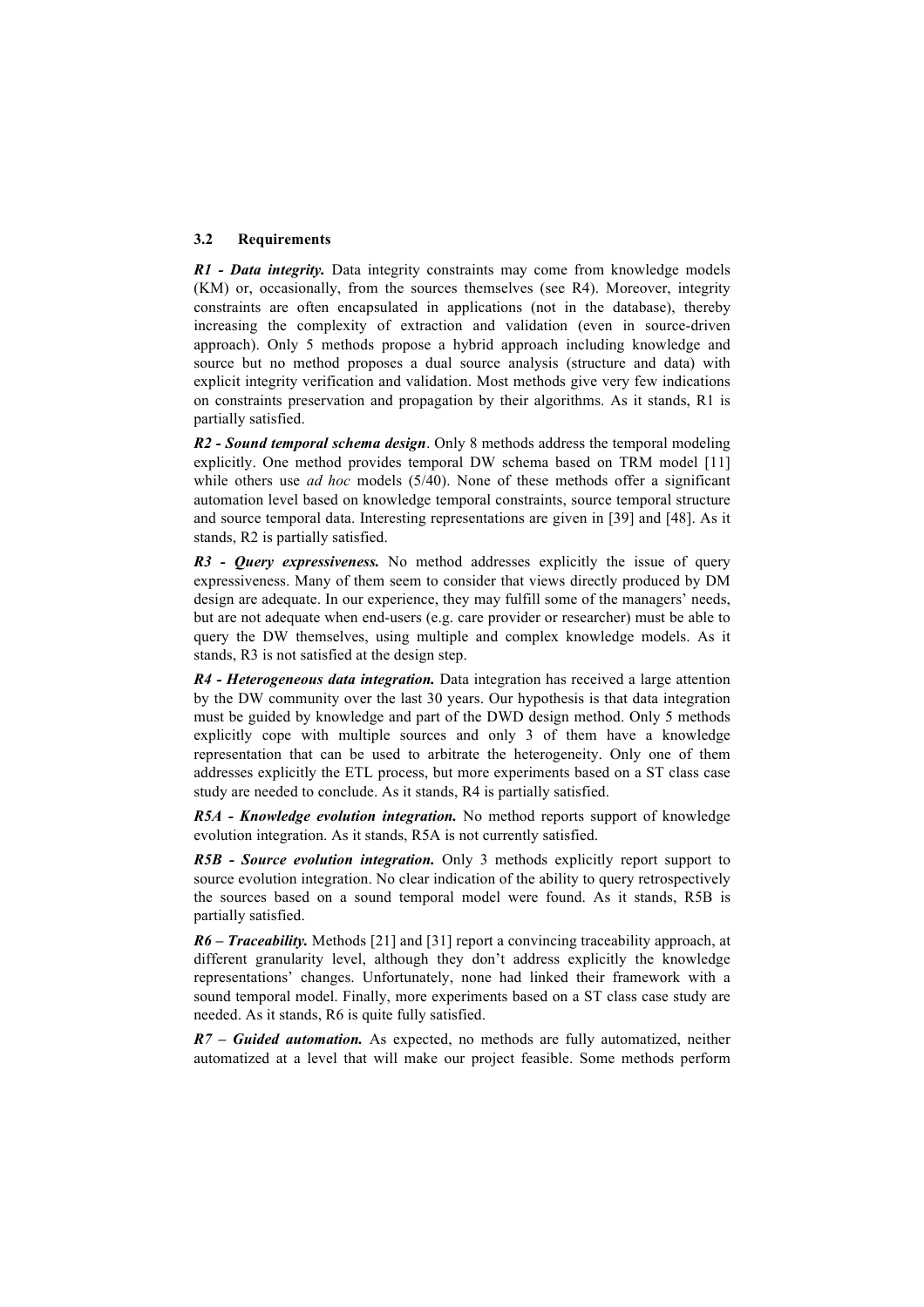### 3.2 Requirements

***R1 - Data integrity.*** Data integrity constraints may come from knowledge models (KM) or, occasionally, from the sources themselves (see R4). Moreover, integrity constraints are often encapsulated in applications (not in the database), thereby increasing the complexity of extraction and validation (even in source-driven approach). Only 5 methods propose a hybrid approach including knowledge and source but no method proposes a dual source analysis (structure and data) with explicit integrity verification and validation. Most methods give very few indications on constraints preservation and propagation by their algorithms. As it stands, R1 is partially satisfied.

***R2 - Sound temporal schema design***. Only 8 methods address the temporal modeling explicitly. One method provides temporal DW schema based on TRM model [11] while others use *ad hoc* models (5/40). None of these methods offer a significant automation level based on knowledge temporal constraints, source temporal structure and source temporal data. Interesting representations are given in [39] and [48]. As it stands, R2 is partially satisfied.

***R3 - Query expressiveness.*** No method addresses explicitly the issue of query expressiveness. Many of them seem to consider that views directly produced by DM design are adequate. In our experience, they may fulfill some of the managers' needs, but are not adequate when end-users (e.g. care provider or researcher) must be able to query the DW themselves, using multiple and complex knowledge models. As it stands, R3 is not satisfied at the design step.

***R4 - Heterogeneous data integration.*** Data integration has received a large attention by the DW community over the last 30 years. Our hypothesis is that data integration must be guided by knowledge and part of the DWD design method. Only 5 methods explicitly cope with multiple sources and only 3 of them have a knowledge representation that can be used to arbitrate the heterogeneity. Only one of them addresses explicitly the ETL process, but more experiments based on a ST class case study are needed to conclude. As it stands, R4 is partially satisfied.

***R5A - Knowledge evolution integration.*** No method reports support of knowledge evolution integration. As it stands, R5A is not currently satisfied.

***R5B - Source evolution integration.*** Only 3 methods explicitly report support to source evolution integration. No clear indication of the ability to query retrospectively the sources based on a sound temporal model were found. As it stands, R5B is partially satisfied.

***R6 – Traceability.*** Methods [21] and [31] report a convincing traceability approach, at different granularity level, although they don't address explicitly the knowledge representations' changes. Unfortunately, none had linked their framework with a sound temporal model. Finally, more experiments based on a ST class case study are needed. As it stands, R6 is quite fully satisfied.

***R7 – Guided automation.*** As expected, no methods are fully automatized, neither automatized at a level that will make our project feasible. Some methods perform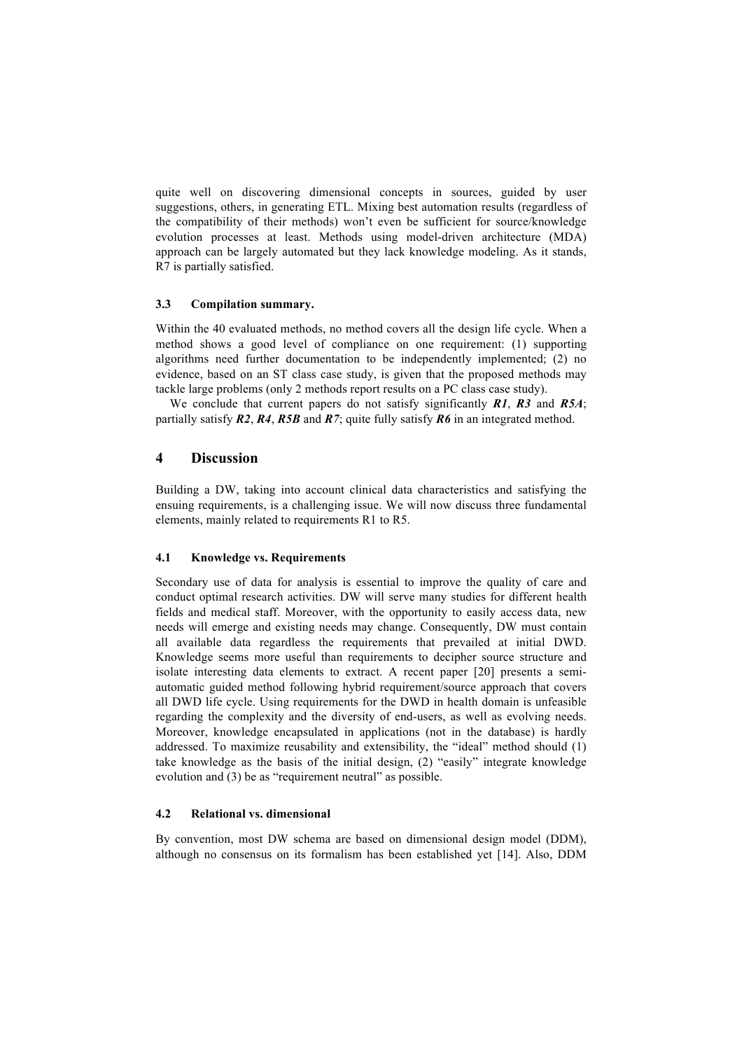quite well on discovering dimensional concepts in sources, guided by user suggestions, others, in generating ETL. Mixing best automation results (regardless of the compatibility of their methods) won't even be sufficient for source/knowledge evolution processes at least. Methods using model-driven architecture (MDA) approach can be largely automated but they lack knowledge modeling. As it stands, R7 is partially satisfied.

### 3.3 Compilation summary.

Within the 40 evaluated methods, no method covers all the design life cycle. When a method shows a good level of compliance on one requirement: (1) supporting algorithms need further documentation to be independently implemented; (2) no evidence, based on an ST class case study, is given that the proposed methods may tackle large problems (only 2 methods report results on a PC class case study).

We conclude that current papers do not satisfy significantly ***R1***, ***R3*** and ***R5A***; partially satisfy ***R2***, ***R4***, ***R5B*** and ***R7***; quite fully satisfy ***R6*** in an integrated method.

## 4 Discussion

Building a DW, taking into account clinical data characteristics and satisfying the ensuing requirements, is a challenging issue. We will now discuss three fundamental elements, mainly related to requirements R1 to R5.

### 4.1 Knowledge vs. Requirements

Secondary use of data for analysis is essential to improve the quality of care and conduct optimal research activities. DW will serve many studies for different health fields and medical staff. Moreover, with the opportunity to easily access data, new needs will emerge and existing needs may change. Consequently, DW must contain all available data regardless the requirements that prevailed at initial DWD. Knowledge seems more useful than requirements to decipher source structure and isolate interesting data elements to extract. A recent paper [20] presents a semi-automatic guided method following hybrid requirement/source approach that covers all DWD life cycle. Using requirements for the DWD in health domain is unfeasible regarding the complexity and the diversity of end-users, as well as evolving needs. Moreover, knowledge encapsulated in applications (not in the database) is hardly addressed. To maximize reusability and extensibility, the "ideal" method should (1) take knowledge as the basis of the initial design, (2) "easily" integrate knowledge evolution and (3) be as "requirement neutral" as possible.

### 4.2 Relational vs. dimensional

By convention, most DW schema are based on dimensional design model (DDM), although no consensus on its formalism has been established yet [14]. Also, DDM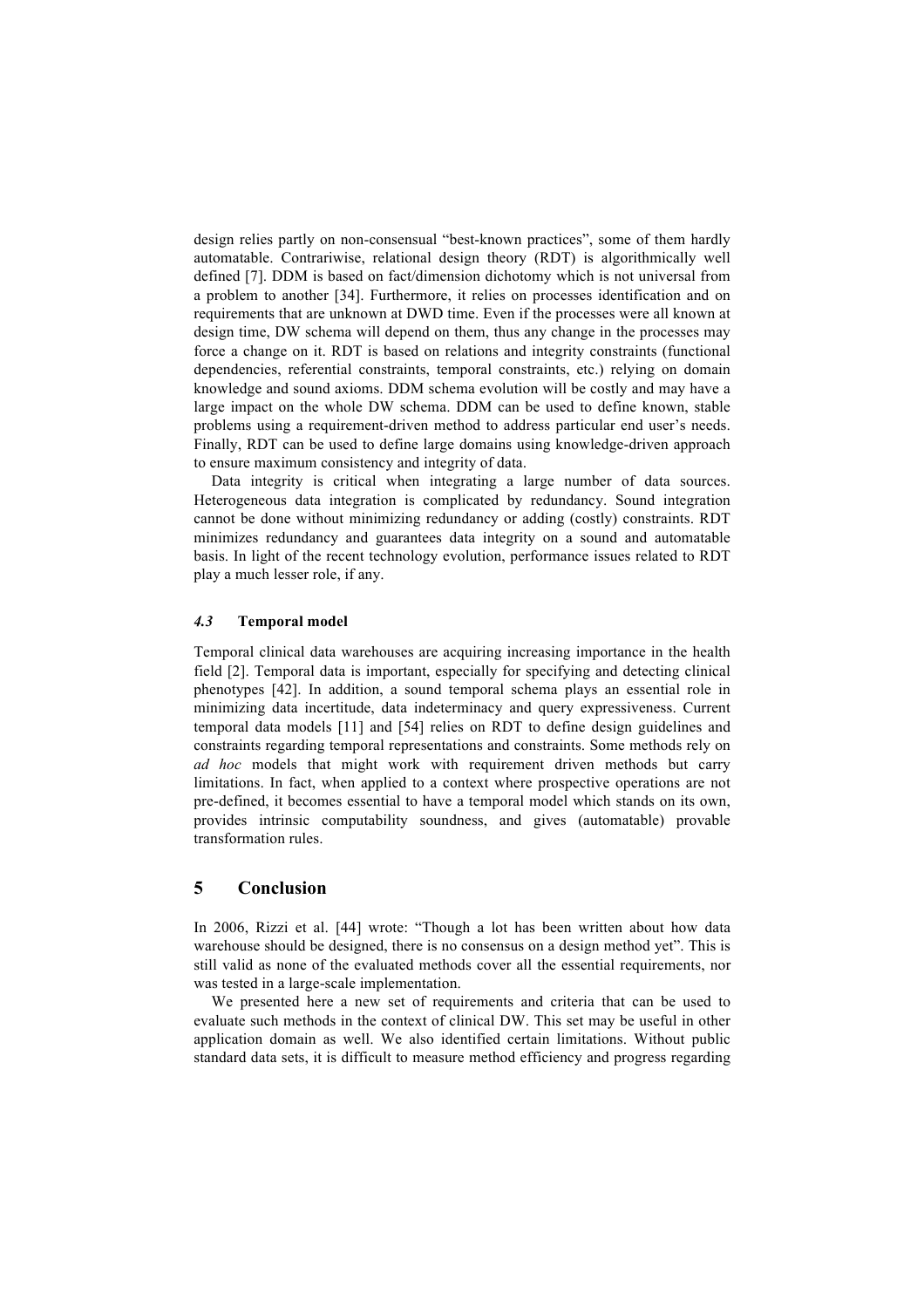design relies partly on non-consensual "best-known practices", some of them hardly automatable. Contrariwise, relational design theory (RDT) is algorithmically well defined [7]. DDM is based on fact/dimension dichotomy which is not universal from a problem to another [34]. Furthermore, it relies on processes identification and on requirements that are unknown at DWD time. Even if the processes were all known at design time, DW schema will depend on them, thus any change in the processes may force a change on it. RDT is based on relations and integrity constraints (functional dependencies, referential constraints, temporal constraints, etc.) relying on domain knowledge and sound axioms. DDM schema evolution will be costly and may have a large impact on the whole DW schema. DDM can be used to define known, stable problems using a requirement-driven method to address particular end user's needs. Finally, RDT can be used to define large domains using knowledge-driven approach to ensure maximum consistency and integrity of data.

Data integrity is critical when integrating a large number of data sources. Heterogeneous data integration is complicated by redundancy. Sound integration cannot be done without minimizing redundancy or adding (costly) constraints. RDT minimizes redundancy and guarantees data integrity on a sound and automatable basis. In light of the recent technology evolution, performance issues related to RDT play a much lesser role, if any.

### *4.3* Temporal model

Temporal clinical data warehouses are acquiring increasing importance in the health field [2]. Temporal data is important, especially for specifying and detecting clinical phenotypes [42]. In addition, a sound temporal schema plays an essential role in minimizing data incertitude, data indeterminacy and query expressiveness. Current temporal data models [11] and [54] relies on RDT to define design guidelines and constraints regarding temporal representations and constraints. Some methods rely on *ad hoc* models that might work with requirement driven methods but carry limitations. In fact, when applied to a context where prospective operations are not pre-defined, it becomes essential to have a temporal model which stands on its own, provides intrinsic computability soundness, and gives (automatable) provable transformation rules.

## 5 Conclusion

In 2006, Rizzi et al. [44] wrote: "Though a lot has been written about how data warehouse should be designed, there is no consensus on a design method yet". This is still valid as none of the evaluated methods cover all the essential requirements, nor was tested in a large-scale implementation.

We presented here a new set of requirements and criteria that can be used to evaluate such methods in the context of clinical DW. This set may be useful in other application domain as well. We also identified certain limitations. Without public standard data sets, it is difficult to measure method efficiency and progress regarding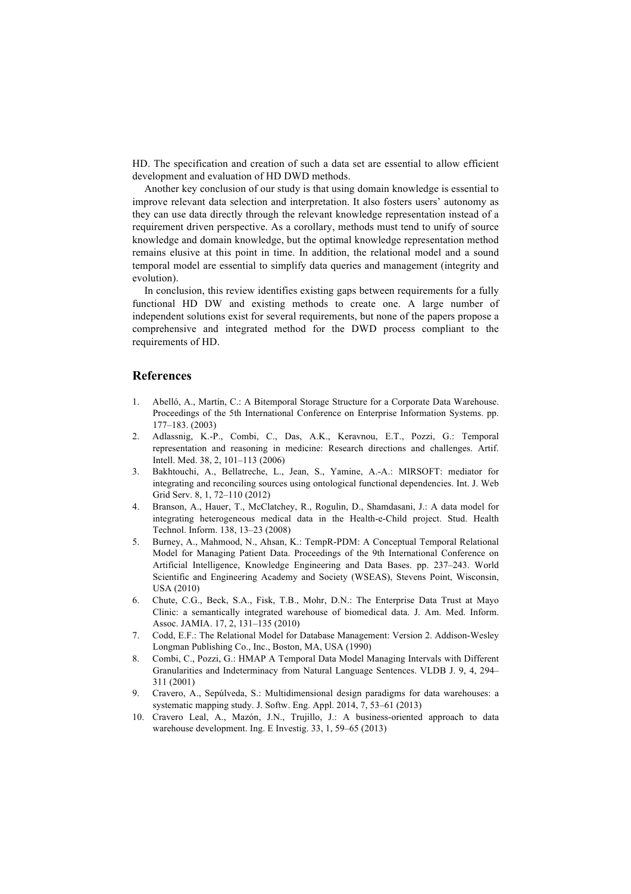HD. The specification and creation of such a data set are essential to allow efficient development and evaluation of HD DWD methods.

Another key conclusion of our study is that using domain knowledge is essential to improve relevant data selection and interpretation. It also fosters users' autonomy as they can use data directly through the relevant knowledge representation instead of a requirement driven perspective. As a corollary, methods must tend to unify of source knowledge and domain knowledge, but the optimal knowledge representation method remains elusive at this point in time. In addition, the relational model and a sound temporal model are essential to simplify data queries and management (integrity and evolution).

In conclusion, this review identifies existing gaps between requirements for a fully functional HD DW and existing methods to create one. A large number of independent solutions exist for several requirements, but none of the papers propose a comprehensive and integrated method for the DWD process compliant to the requirements of HD.

## References

1. Abelló, A., Martín, C.: A Bitemporal Storage Structure for a Corporate Data Warehouse. Proceedings of the 5th International Conference on Enterprise Information Systems. pp. 177–183. (2003)
2. Adlassnig, K.-P., Combi, C., Das, A.K., Keravnou, E.T., Pozzi, G.: Temporal representation and reasoning in medicine: Research directions and challenges. Artif. Intell. Med. 38, 2, 101–113 (2006)
3. Bakhtouchi, A., Bellatreche, L., Jean, S., Yamine, A.-A.: MIRSOFT: mediator for integrating and reconciling sources using ontological functional dependencies. Int. J. Web Grid Serv. 8, 1, 72–110 (2012)
4. Branson, A., Hauer, T., McClatchey, R., Rogulin, D., Shamdasani, J.: A data model for integrating heterogeneous medical data in the Health-e-Child project. Stud. Health Technol. Inform. 138, 13–23 (2008)
5. Burney, A., Mahmood, N., Ahsan, K.: TempR-PDM: A Conceptual Temporal Relational Model for Managing Patient Data. Proceedings of the 9th International Conference on Artificial Intelligence, Knowledge Engineering and Data Bases. pp. 237–243. World Scientific and Engineering Academy and Society (WSEAS), Stevens Point, Wisconsin, USA (2010)
6. Chute, C.G., Beck, S.A., Fisk, T.B., Mohr, D.N.: The Enterprise Data Trust at Mayo Clinic: a semantically integrated warehouse of biomedical data. J. Am. Med. Inform. Assoc. JAMIA. 17, 2, 131–135 (2010)
7. Codd, E.F.: The Relational Model for Database Management: Version 2. Addison-Wesley Longman Publishing Co., Inc., Boston, MA, USA (1990)
8. Combi, C., Pozzi, G.: HMAP A Temporal Data Model Managing Intervals with Different Granularities and Indeterminacy from Natural Language Sentences. VLDB J. 9, 4, 294–311 (2001)
9. Cravero, A., Sepúlveda, S.: Multidimensional design paradigms for data warehouses: a systematic mapping study. J. Softw. Eng. Appl. 2014, 7, 53–61 (2013)
10. Cravero Leal, A., Mazón, J.N., Trujillo, J.: A business-oriented approach to data warehouse development. Ing. E Investig. 33, 1, 59–65 (2013)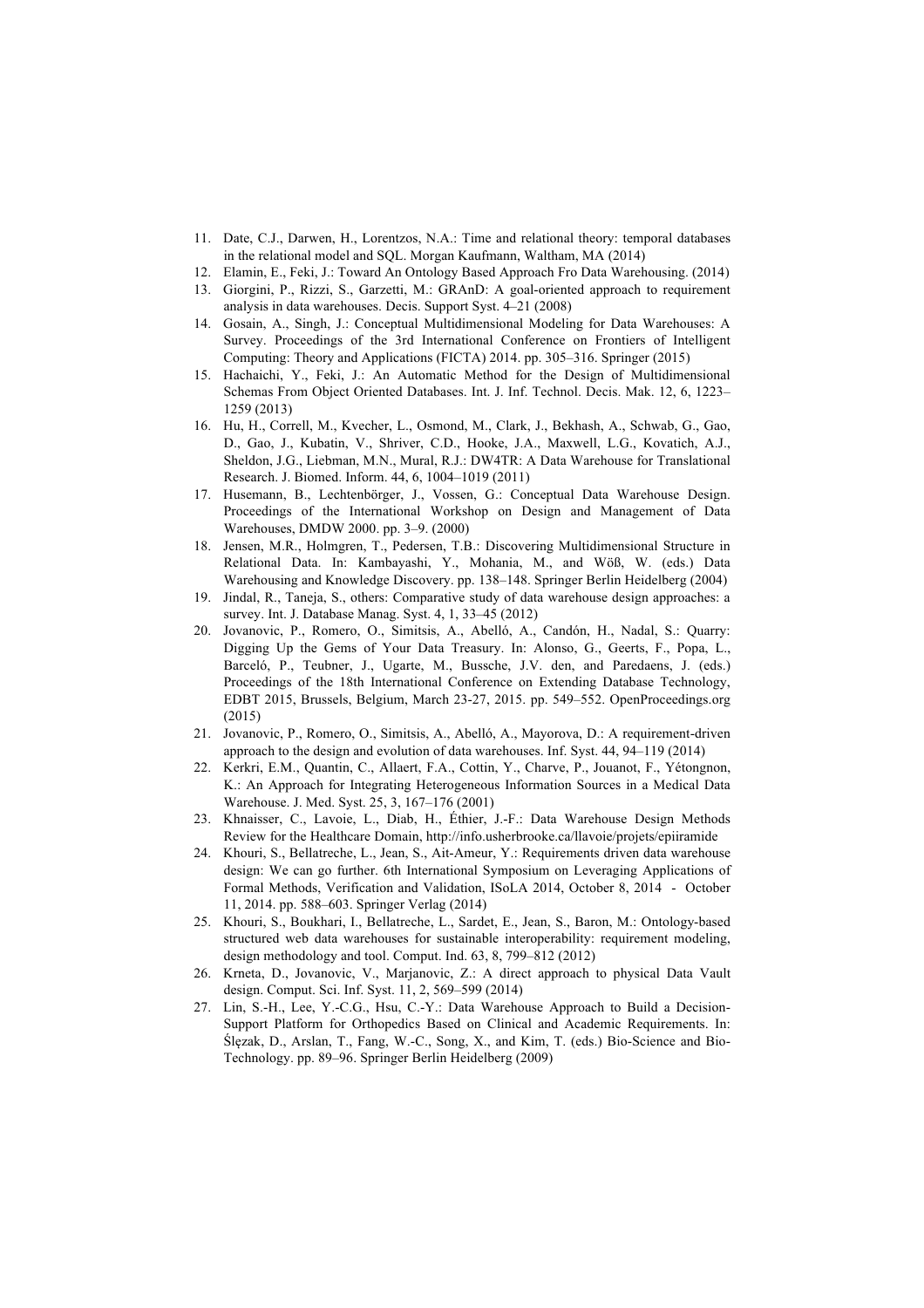11. Date, C.J., Darwen, H., Lorentzos, N.A.: Time and relational theory: temporal databases in the relational model and SQL. Morgan Kaufmann, Waltham, MA (2014)
12. Elamin, E., Feki, J.: Toward An Ontology Based Approach Fro Data Warehousing. (2014)
13. Giorgini, P., Rizzi, S., Garzetti, M.: GRAnD: A goal-oriented approach to requirement analysis in data warehouses. Decis. Support Syst. 4–21 (2008)
14. Gosain, A., Singh, J.: Conceptual Multidimensional Modeling for Data Warehouses: A Survey. Proceedings of the 3rd International Conference on Frontiers of Intelligent Computing: Theory and Applications (FICTA) 2014. pp. 305–316. Springer (2015)
15. Hachaichi, Y., Feki, J.: An Automatic Method for the Design of Multidimensional Schemas From Object Oriented Databases. Int. J. Inf. Technol. Decis. Mak. 12, 6, 1223–1259 (2013)
16. Hu, H., Correll, M., Kvecher, L., Osmond, M., Clark, J., Bekhash, A., Schwab, G., Gao, D., Gao, J., Kubatin, V., Shriver, C.D., Hooke, J.A., Maxwell, L.G., Kovatich, A.J., Sheldon, J.G., Liebman, M.N., Mural, R.J.: DW4TR: A Data Warehouse for Translational Research. J. Biomed. Inform. 44, 6, 1004–1019 (2011)
17. Husemann, B., Lechtenbörger, J., Vossen, G.: Conceptual Data Warehouse Design. Proceedings of the International Workshop on Design and Management of Data Warehouses, DMDW 2000. pp. 3–9. (2000)
18. Jensen, M.R., Holmgren, T., Pedersen, T.B.: Discovering Multidimensional Structure in Relational Data. In: Kambayashi, Y., Mohania, M., and Wöß, W. (eds.) Data Warehousing and Knowledge Discovery. pp. 138–148. Springer Berlin Heidelberg (2004)
19. Jindal, R., Taneja, S., others: Comparative study of data warehouse design approaches: a survey. Int. J. Database Manag. Syst. 4, 1, 33–45 (2012)
20. Jovanovic, P., Romero, O., Simitsis, A., Abelló, A., Candón, H., Nadal, S.: Quarry: Digging Up the Gems of Your Data Treasury. In: Alonso, G., Geerts, F., Popa, L., Barceló, P., Teubner, J., Ugarte, M., Bussche, J.V. den, and Paredaens, J. (eds.) Proceedings of the 18th International Conference on Extending Database Technology, EDBT 2015, Brussels, Belgium, March 23-27, 2015. pp. 549–552. OpenProceedings.org (2015)
21. Jovanovic, P., Romero, O., Simitsis, A., Abelló, A., Mayorova, D.: A requirement-driven approach to the design and evolution of data warehouses. Inf. Syst. 44, 94–119 (2014)
22. Kerkri, E.M., Quantin, C., Allaert, F.A., Cottin, Y., Charve, P., Jouanot, F., Yétongnon, K.: An Approach for Integrating Heterogeneous Information Sources in a Medical Data Warehouse. J. Med. Syst. 25, 3, 167–176 (2001)
23. Khnaisser, C., Lavoie, L., Diab, H., Éthier, J.-F.: Data Warehouse Design Methods Review for the Healthcare Domain, http://info.usherbrooke.ca/llavoie/projets/epiiramide
24. Khouri, S., Bellatreche, L., Jean, S., Ait-Ameur, Y.: Requirements driven data warehouse design: We can go further. 6th International Symposium on Leveraging Applications of Formal Methods, Verification and Validation, ISoLA 2014, October 8, 2014 - October 11, 2014. pp. 588–603. Springer Verlag (2014)
25. Khouri, S., Boukhari, I., Bellatreche, L., Sardet, E., Jean, S., Baron, M.: Ontology-based structured web data warehouses for sustainable interoperability: requirement modeling, design methodology and tool. Comput. Ind. 63, 8, 799–812 (2012)
26. Krneta, D., Jovanovic, V., Marjanovic, Z.: A direct approach to physical Data Vault design. Comput. Sci. Inf. Syst. 11, 2, 569–599 (2014)
27. Lin, S.-H., Lee, Y.-C.G., Hsu, C.-Y.: Data Warehouse Approach to Build a Decision-Support Platform for Orthopedics Based on Clinical and Academic Requirements. In: Ślęzak, D., Arslan, T., Fang, W.-C., Song, X., and Kim, T. (eds.) Bio-Science and Bio-Technology. pp. 89–96. Springer Berlin Heidelberg (2009)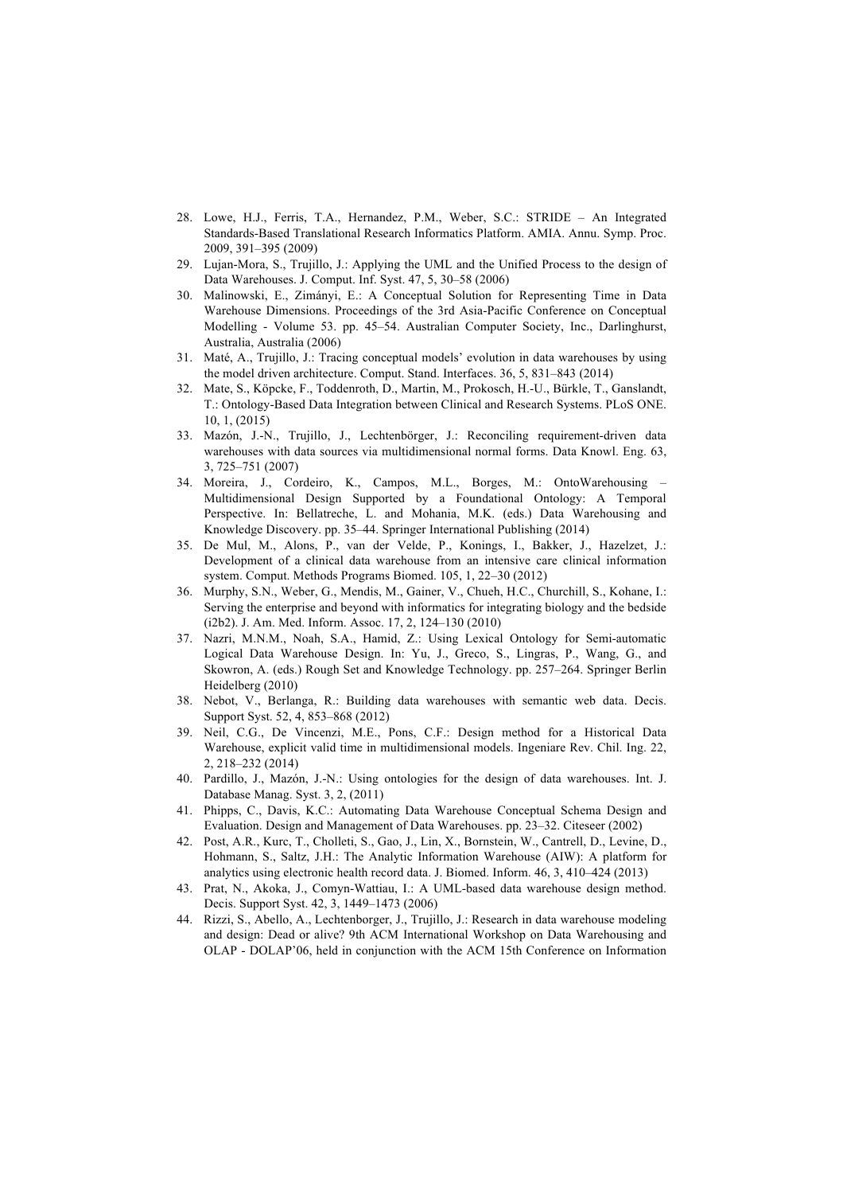28. Lowe, H.J., Ferris, T.A., Hernandez, P.M., Weber, S.C.: STRIDE – An Integrated Standards-Based Translational Research Informatics Platform. AMIA. Annu. Symp. Proc. 2009, 391–395 (2009)
29. Lujan-Mora, S., Trujillo, J.: Applying the UML and the Unified Process to the design of Data Warehouses. J. Comput. Inf. Syst. 47, 5, 30–58 (2006)
30. Malinowski, E., Zimányi, E.: A Conceptual Solution for Representing Time in Data Warehouse Dimensions. Proceedings of the 3rd Asia-Pacific Conference on Conceptual Modelling - Volume 53. pp. 45–54. Australian Computer Society, Inc., Darlinghurst, Australia, Australia (2006)
31. Maté, A., Trujillo, J.: Tracing conceptual models' evolution in data warehouses by using the model driven architecture. Comput. Stand. Interfaces. 36, 5, 831–843 (2014)
32. Mate, S., Köpcke, F., Toddenroth, D., Martin, M., Prokosch, H.-U., Bürkle, T., Ganslandt, T.: Ontology-Based Data Integration between Clinical and Research Systems. PLoS ONE. 10, 1, (2015)
33. Mazón, J.-N., Trujillo, J., Lechtenbörger, J.: Reconciling requirement-driven data warehouses with data sources via multidimensional normal forms. Data Knowl. Eng. 63, 3, 725–751 (2007)
34. Moreira, J., Cordeiro, K., Campos, M.L., Borges, M.: OntoWarehousing – Multidimensional Design Supported by a Foundational Ontology: A Temporal Perspective. In: Bellatreche, L. and Mohania, M.K. (eds.) Data Warehousing and Knowledge Discovery. pp. 35–44. Springer International Publishing (2014)
35. De Mul, M., Alons, P., van der Velde, P., Konings, I., Bakker, J., Hazelzet, J.: Development of a clinical data warehouse from an intensive care clinical information system. Comput. Methods Programs Biomed. 105, 1, 22–30 (2012)
36. Murphy, S.N., Weber, G., Mendis, M., Gainer, V., Chueh, H.C., Churchill, S., Kohane, I.: Serving the enterprise and beyond with informatics for integrating biology and the bedside (i2b2). J. Am. Med. Inform. Assoc. 17, 2, 124–130 (2010)
37. Nazri, M.N.M., Noah, S.A., Hamid, Z.: Using Lexical Ontology for Semi-automatic Logical Data Warehouse Design. In: Yu, J., Greco, S., Lingras, P., Wang, G., and Skowron, A. (eds.) Rough Set and Knowledge Technology. pp. 257–264. Springer Berlin Heidelberg (2010)
38. Nebot, V., Berlanga, R.: Building data warehouses with semantic web data. Decis. Support Syst. 52, 4, 853–868 (2012)
39. Neil, C.G., De Vincenzi, M.E., Pons, C.F.: Design method for a Historical Data Warehouse, explicit valid time in multidimensional models. Ingeniare Rev. Chil. Ing. 22, 2, 218–232 (2014)
40. Pardillo, J., Mazón, J.-N.: Using ontologies for the design of data warehouses. Int. J. Database Manag. Syst. 3, 2, (2011)
41. Phipps, C., Davis, K.C.: Automating Data Warehouse Conceptual Schema Design and Evaluation. Design and Management of Data Warehouses. pp. 23–32. Citeseer (2002)
42. Post, A.R., Kurc, T., Cholleti, S., Gao, J., Lin, X., Bornstein, W., Cantrell, D., Levine, D., Hohmann, S., Saltz, J.H.: The Analytic Information Warehouse (AIW): A platform for analytics using electronic health record data. J. Biomed. Inform. 46, 3, 410–424 (2013)
43. Prat, N., Akoka, J., Comyn-Wattiau, I.: A UML-based data warehouse design method. Decis. Support Syst. 42, 3, 1449–1473 (2006)
44. Rizzi, S., Abello, A., Lechtenborger, J., Trujillo, J.: Research in data warehouse modeling and design: Dead or alive? 9th ACM International Workshop on Data Warehousing and OLAP - DOLAP'06, held in conjunction with the ACM 15th Conference on Information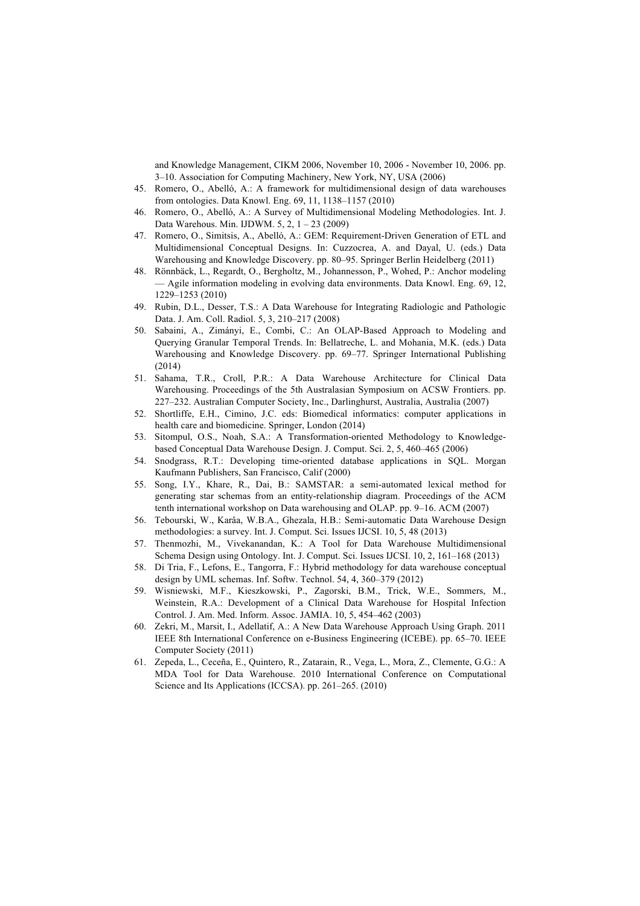and Knowledge Management, CIKM 2006, November 10, 2006 - November 10, 2006. pp. 3–10. Association for Computing Machinery, New York, NY, USA (2006)

45. Romero, O., Abelló, A.: A framework for multidimensional design of data warehouses from ontologies. Data Knowl. Eng. 69, 11, 1138–1157 (2010)
46. Romero, O., Abelló, A.: A Survey of Multidimensional Modeling Methodologies. Int. J. Data Warehous. Min. IJDWM. 5, 2, 1 – 23 (2009)
47. Romero, O., Simitsis, A., Abelló, A.: GEM: Requirement-Driven Generation of ETL and Multidimensional Conceptual Designs. In: Cuzzocrea, A. and Dayal, U. (eds.) Data Warehousing and Knowledge Discovery. pp. 80–95. Springer Berlin Heidelberg (2011)
48. Rönnbäck, L., Regardt, O., Bergholtz, M., Johannesson, P., Wohed, P.: Anchor modeling — Agile information modeling in evolving data environments. Data Knowl. Eng. 69, 12, 1229–1253 (2010)
49. Rubin, D.L., Desser, T.S.: A Data Warehouse for Integrating Radiologic and Pathologic Data. J. Am. Coll. Radiol. 5, 3, 210–217 (2008)
50. Sabaini, A., Zimányi, E., Combi, C.: An OLAP-Based Approach to Modeling and Querying Granular Temporal Trends. In: Bellatreche, L. and Mohania, M.K. (eds.) Data Warehousing and Knowledge Discovery. pp. 69–77. Springer International Publishing (2014)
51. Sahama, T.R., Croll, P.R.: A Data Warehouse Architecture for Clinical Data Warehousing. Proceedings of the 5th Australasian Symposium on ACSW Frontiers. pp. 227–232. Australian Computer Society, Inc., Darlinghurst, Australia, Australia (2007)
52. Shortliffe, E.H., Cimino, J.C. eds: Biomedical informatics: computer applications in health care and biomedicine. Springer, London (2014)
53. Sitompul, O.S., Noah, S.A.: A Transformation-oriented Methodology to Knowledge-based Conceptual Data Warehouse Design. J. Comput. Sci. 2, 5, 460–465 (2006)
54. Snodgrass, R.T.: Developing time-oriented database applications in SQL. Morgan Kaufmann Publishers, San Francisco, Calif (2000)
55. Song, I.Y., Khare, R., Dai, B.: SAMSTAR: a semi-automated lexical method for generating star schemas from an entity-relationship diagram. Proceedings of the ACM tenth international workshop on Data warehousing and OLAP. pp. 9–16. ACM (2007)
56. Tebourski, W., Karâa, W.B.A., Ghezala, H.B.: Semi-automatic Data Warehouse Design methodologies: a survey. Int. J. Comput. Sci. Issues IJCSI. 10, 5, 48 (2013)
57. Thenmozhi, M., Vivekanandan, K.: A Tool for Data Warehouse Multidimensional Schema Design using Ontology. Int. J. Comput. Sci. Issues IJCSI. 10, 2, 161–168 (2013)
58. Di Tria, F., Lefons, E., Tangorra, F.: Hybrid methodology for data warehouse conceptual design by UML schemas. Inf. Softw. Technol. 54, 4, 360–379 (2012)
59. Wisniewski, M.F., Kieszkowski, P., Zagorski, B.M., Trick, W.E., Sommers, M., Weinstein, R.A.: Development of a Clinical Data Warehouse for Hospital Infection Control. J. Am. Med. Inform. Assoc. JAMIA. 10, 5, 454–462 (2003)
60. Zekri, M., Marsit, I., Adellatif, A.: A New Data Warehouse Approach Using Graph. 2011 IEEE 8th International Conference on e-Business Engineering (ICEBE). pp. 65–70. IEEE Computer Society (2011)
61. Zepeda, L., Ceceña, E., Quintero, R., Zatarain, R., Vega, L., Mora, Z., Clemente, G.G.: A MDA Tool for Data Warehouse. 2010 International Conference on Computational Science and Its Applications (ICCSA). pp. 261–265. (2010)